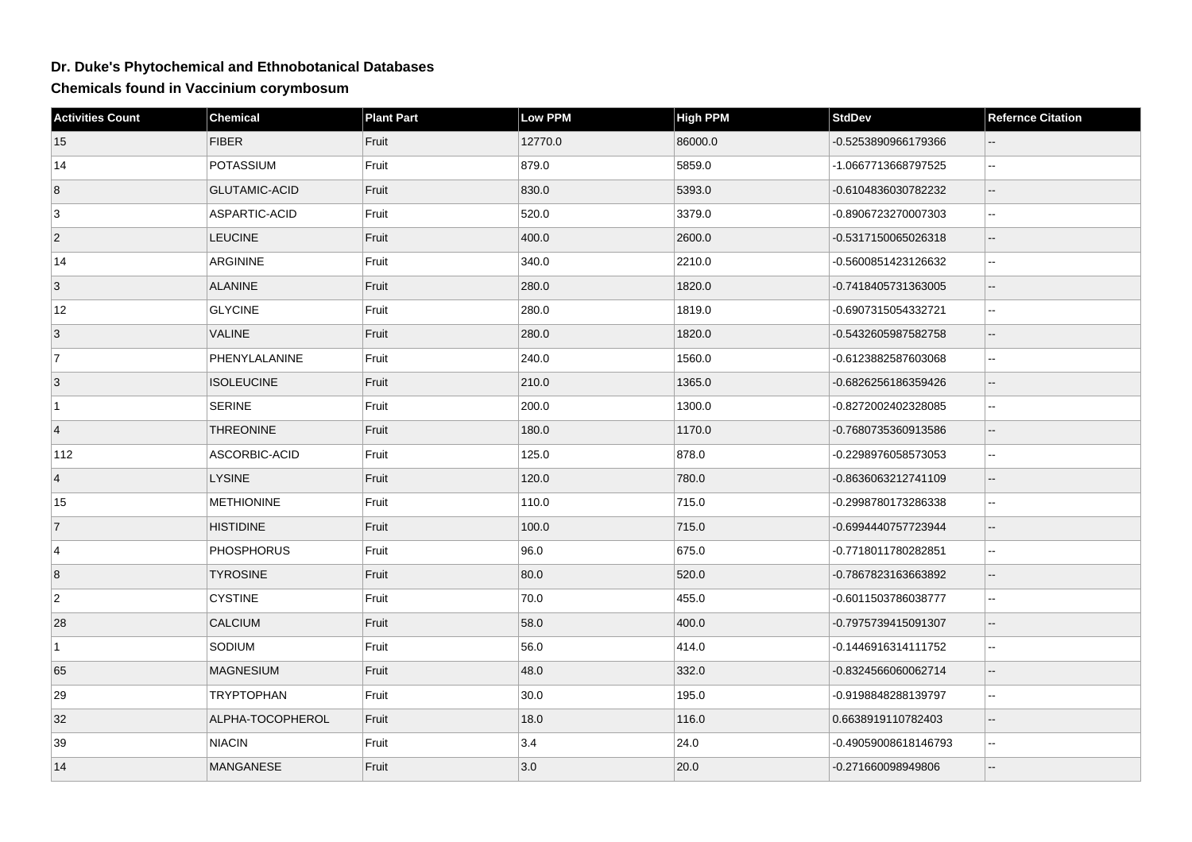# Dr. Duke's Phytochemical and Ethnobotanical Databases

## Chemicals found in Vaccinium corymbosum

| Activities Count | Chemical | Plant Part | Low PPM | High PPM | StdDev | Refernce Citation |
|---|---|---|---|---|---|---|
| 15 | FIBER | Fruit | 12770.0 | 86000.0 | -0.5253890966179366 | -- |
| 14 | POTASSIUM | Fruit | 879.0 | 5859.0 | -1.0667713668797525 | -- |
| 8 | GLUTAMIC-ACID | Fruit | 830.0 | 5393.0 | -0.6104836030782232 | -- |
| 3 | ASPARTIC-ACID | Fruit | 520.0 | 3379.0 | -0.8906723270007303 | -- |
| 2 | LEUCINE | Fruit | 400.0 | 2600.0 | -0.5317150065026318 | -- |
| 14 | ARGININE | Fruit | 340.0 | 2210.0 | -0.5600851423126632 | -- |
| 3 | ALANINE | Fruit | 280.0 | 1820.0 | -0.7418405731363005 | -- |
| 12 | GLYCINE | Fruit | 280.0 | 1819.0 | -0.6907315054332721 | -- |
| 3 | VALINE | Fruit | 280.0 | 1820.0 | -0.5432605987582758 | -- |
| 7 | PHENYLALANINE | Fruit | 240.0 | 1560.0 | -0.6123882587603068 | -- |
| 3 | ISOLEUCINE | Fruit | 210.0 | 1365.0 | -0.6826256186359426 | -- |
| 1 | SERINE | Fruit | 200.0 | 1300.0 | -0.8272002402328085 | -- |
| 4 | THREONINE | Fruit | 180.0 | 1170.0 | -0.7680735360913586 | -- |
| 112 | ASCORBIC-ACID | Fruit | 125.0 | 878.0 | -0.2298976058573053 | -- |
| 4 | LYSINE | Fruit | 120.0 | 780.0 | -0.8636063212741109 | -- |
| 15 | METHIONINE | Fruit | 110.0 | 715.0 | -0.2998780173286338 | -- |
| 7 | HISTIDINE | Fruit | 100.0 | 715.0 | -0.6994440757723944 | -- |
| 4 | PHOSPHORUS | Fruit | 96.0 | 675.0 | -0.7718011780282851 | -- |
| 8 | TYROSINE | Fruit | 80.0 | 520.0 | -0.7867823163663892 | -- |
| 2 | CYSTINE | Fruit | 70.0 | 455.0 | -0.6011503786038777 | -- |
| 28 | CALCIUM | Fruit | 58.0 | 400.0 | -0.7975739415091307 | -- |
| 1 | SODIUM | Fruit | 56.0 | 414.0 | -0.1446916314111752 | -- |
| 65 | MAGNESIUM | Fruit | 48.0 | 332.0 | -0.8324566060062714 | -- |
| 29 | TRYPTOPHAN | Fruit | 30.0 | 195.0 | -0.9198848288139797 | -- |
| 32 | ALPHA-TOCOPHEROL | Fruit | 18.0 | 116.0 | 0.6638919110782403 | -- |
| 39 | NIACIN | Fruit | 3.4 | 24.0 | -0.49059008618146793 | -- |
| 14 | MANGANESE | Fruit | 3.0 | 20.0 | -0.271660098949806 | -- |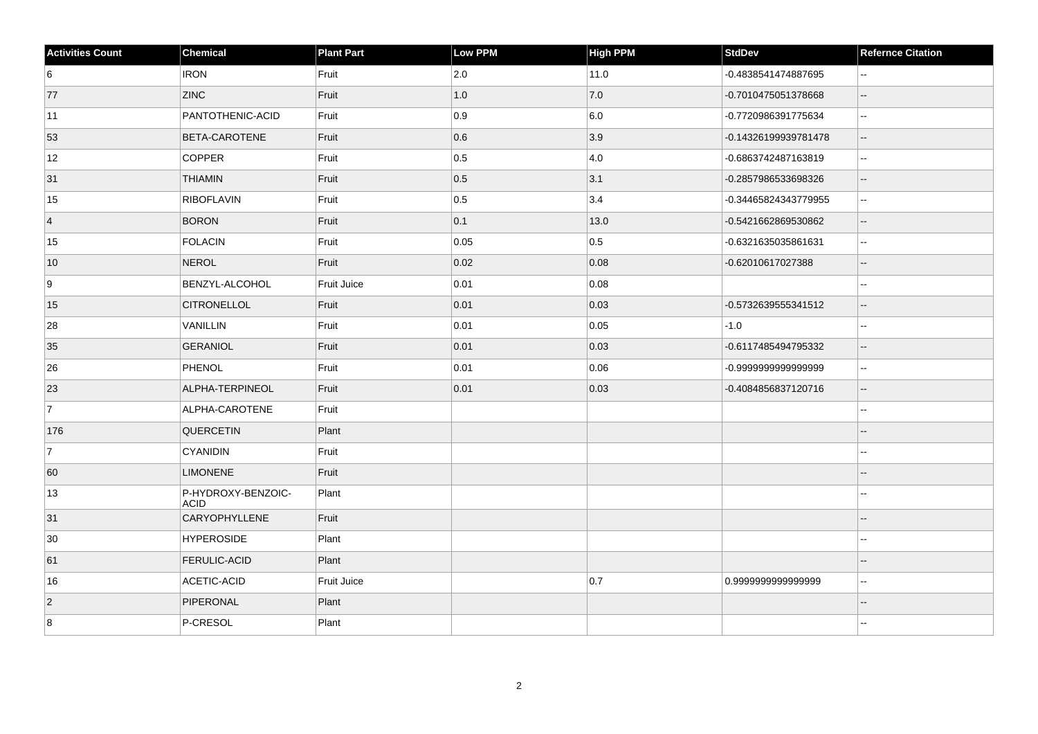| Activities Count | Chemical | Plant Part | Low PPM | High PPM | StdDev | Refernce Citation |
| --- | --- | --- | --- | --- | --- | --- |
| 6 | IRON | Fruit | 2.0 | 11.0 | -0.4838541474887695 | -- |
| 77 | ZINC | Fruit | 1.0 | 7.0 | -0.7010475051378668 | -- |
| 11 | PANTOTHENIC-ACID | Fruit | 0.9 | 6.0 | -0.7720986391775634 | -- |
| 53 | BETA-CAROTENE | Fruit | 0.6 | 3.9 | -0.14326199939781478 | -- |
| 12 | COPPER | Fruit | 0.5 | 4.0 | -0.6863742487163819 | -- |
| 31 | THIAMIN | Fruit | 0.5 | 3.1 | -0.2857986533698326 | -- |
| 15 | RIBOFLAVIN | Fruit | 0.5 | 3.4 | -0.34465824343779955 | -- |
| 4 | BORON | Fruit | 0.1 | 13.0 | -0.5421662869530862 | -- |
| 15 | FOLACIN | Fruit | 0.05 | 0.5 | -0.6321635035861631 | -- |
| 10 | NEROL | Fruit | 0.02 | 0.08 | -0.62010617027388 | -- |
| 9 | BENZYL-ALCOHOL | Fruit Juice | 0.01 | 0.08 | | -- |
| 15 | CITRONELLOL | Fruit | 0.01 | 0.03 | -0.5732639555341512 | -- |
| 28 | VANILLIN | Fruit | 0.01 | 0.05 | -1.0 | -- |
| 35 | GERANIOL | Fruit | 0.01 | 0.03 | -0.6117485494795332 | -- |
| 26 | PHENOL | Fruit | 0.01 | 0.06 | -0.9999999999999999 | -- |
| 23 | ALPHA-TERPINEOL | Fruit | 0.01 | 0.03 | -0.4084856837120716 | -- |
| 7 | ALPHA-CAROTENE | Fruit | | | | -- |
| 176 | QUERCETIN | Plant | | | | -- |
| 7 | CYANIDIN | Fruit | | | | -- |
| 60 | LIMONENE | Fruit | | | | -- |
| 13 | P-HYDROXY-BENZOIC-ACID | Plant | | | | -- |
| 31 | CARYOPHYLLENE | Fruit | | | | -- |
| 30 | HYPEROSIDE | Plant | | | | -- |
| 61 | FERULIC-ACID | Plant | | | | -- |
| 16 | ACETIC-ACID | Fruit Juice | | 0.7 | 0.9999999999999999 | -- |
| 2 | PIPERONAL | Plant | | | | -- |
| 8 | P-CRESOL | Plant | | | | -- |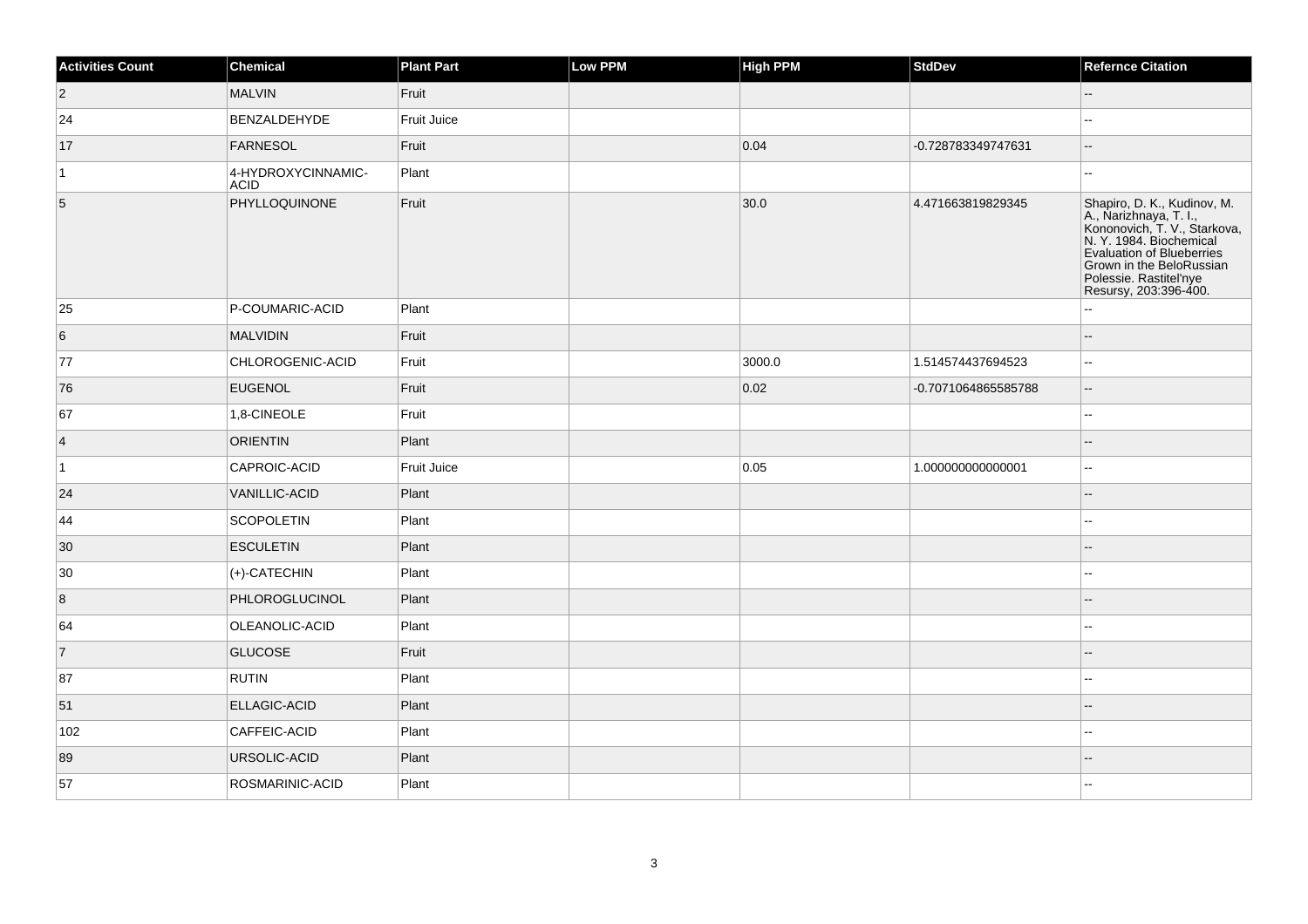| Activities Count | Chemical | Plant Part | Low PPM | High PPM | StdDev | Refernce Citation |
|---|---|---|---|---|---|---|
| 2 | MALVIN | Fruit | | | | -- |
| 24 | BENZALDEHYDE | Fruit Juice | | | | -- |
| 17 | FARNESOL | Fruit | | 0.04 | -0.728783349747631 | -- |
| 1 | 4-HYDROXYCINNAMIC-ACID | Plant | | | | -- |
| 5 | PHYLLOQUINONE | Fruit | | 30.0 | 4.471663819829345 | Shapiro, D. K., Kudinov, M. A., Narizhnaya, T. I., Kononovich, T. V., Starkova, N. Y. 1984. Biochemical Evaluation of Blueberries Grown in the BeloRussian Polessie. Rastitel'nye Resursy, 203:396-400. |
| 25 | P-COUMARIC-ACID | Plant | | | | -- |
| 6 | MALVIDIN | Fruit | | | | -- |
| 77 | CHLOROGENIC-ACID | Fruit | | 3000.0 | 1.514574437694523 | -- |
| 76 | EUGENOL | Fruit | | 0.02 | -0.7071064865585788 | -- |
| 67 | 1,8-CINEOLE | Fruit | | | | -- |
| 4 | ORIENTIN | Plant | | | | -- |
| 1 | CAPROIC-ACID | Fruit Juice | | 0.05 | 1.000000000000001 | -- |
| 24 | VANILLIC-ACID | Plant | | | | -- |
| 44 | SCOPOLETIN | Plant | | | | -- |
| 30 | ESCULETIN | Plant | | | | -- |
| 30 | (+)-CATECHIN | Plant | | | | -- |
| 8 | PHLOROGLUCINOL | Plant | | | | -- |
| 64 | OLEANOLIC-ACID | Plant | | | | -- |
| 7 | GLUCOSE | Fruit | | | | -- |
| 87 | RUTIN | Plant | | | | -- |
| 51 | ELLAGIC-ACID | Plant | | | | -- |
| 102 | CAFFEIC-ACID | Plant | | | | -- |
| 89 | URSOLIC-ACID | Plant | | | | -- |
| 57 | ROSMARINIC-ACID | Plant | | | | -- |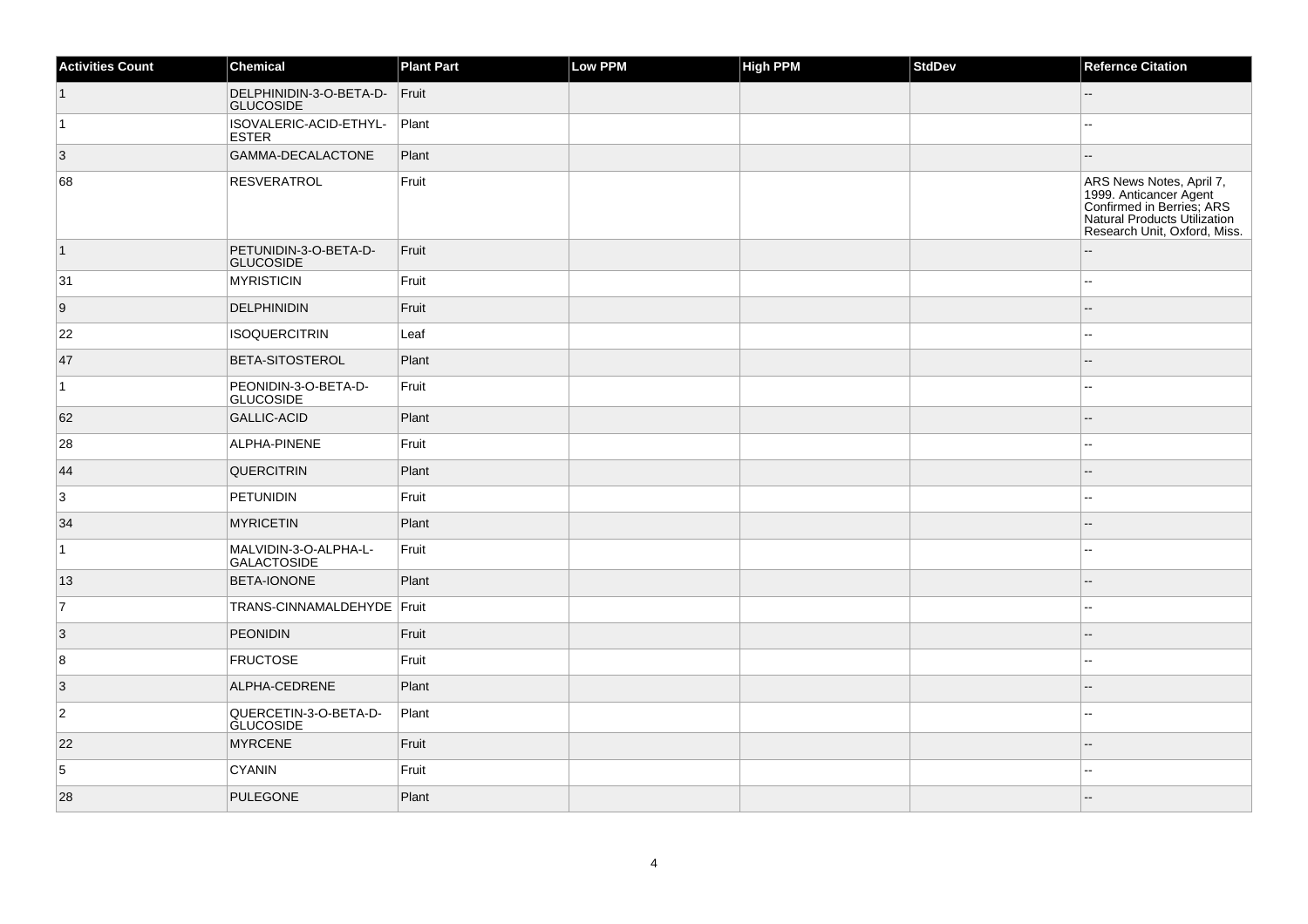| Activities Count | Chemical | Plant Part | Low PPM | High PPM | StdDev | Refernce Citation |
| --- | --- | --- | --- | --- | --- | --- |
| 1 | DELPHINIDIN-3-O-BETA-D-GLUCOSIDE | Fruit | | | | -- |
| 1 | ISOVALERIC-ACID-ETHYL-ESTER | Plant | | | | -- |
| 3 | GAMMA-DECALACTONE | Plant | | | | -- |
| 68 | RESVERATROL | Fruit | | | | ARS News Notes, April 7, 1999. Anticancer Agent Confirmed in Berries; ARS Natural Products Utilization Research Unit, Oxford, Miss. |
| 1 | PETUNIDIN-3-O-BETA-D-GLUCOSIDE | Fruit | | | | -- |
| 31 | MYRISTICIN | Fruit | | | | -- |
| 9 | DELPHINIDIN | Fruit | | | | -- |
| 22 | ISOQUERCITRIN | Leaf | | | | -- |
| 47 | BETA-SITOSTEROL | Plant | | | | -- |
| 1 | PEONIDIN-3-O-BETA-D-GLUCOSIDE | Fruit | | | | -- |
| 62 | GALLIC-ACID | Plant | | | | -- |
| 28 | ALPHA-PINENE | Fruit | | | | -- |
| 44 | QUERCITRIN | Plant | | | | -- |
| 3 | PETUNIDIN | Fruit | | | | -- |
| 34 | MYRICETIN | Plant | | | | -- |
| 1 | MALVIDIN-3-O-ALPHA-L-GALACTOSIDE | Fruit | | | | -- |
| 13 | BETA-IONONE | Plant | | | | -- |
| 7 | TRANS-CINNAMALDEHYDE | Fruit | | | | -- |
| 3 | PEONIDIN | Fruit | | | | -- |
| 8 | FRUCTOSE | Fruit | | | | -- |
| 3 | ALPHA-CEDRENE | Plant | | | | -- |
| 2 | QUERCETIN-3-O-BETA-D-GLUCOSIDE | Plant | | | | -- |
| 22 | MYRCENE | Fruit | | | | -- |
| 5 | CYANIN | Fruit | | | | -- |
| 28 | PULEGONE | Plant | | | | -- |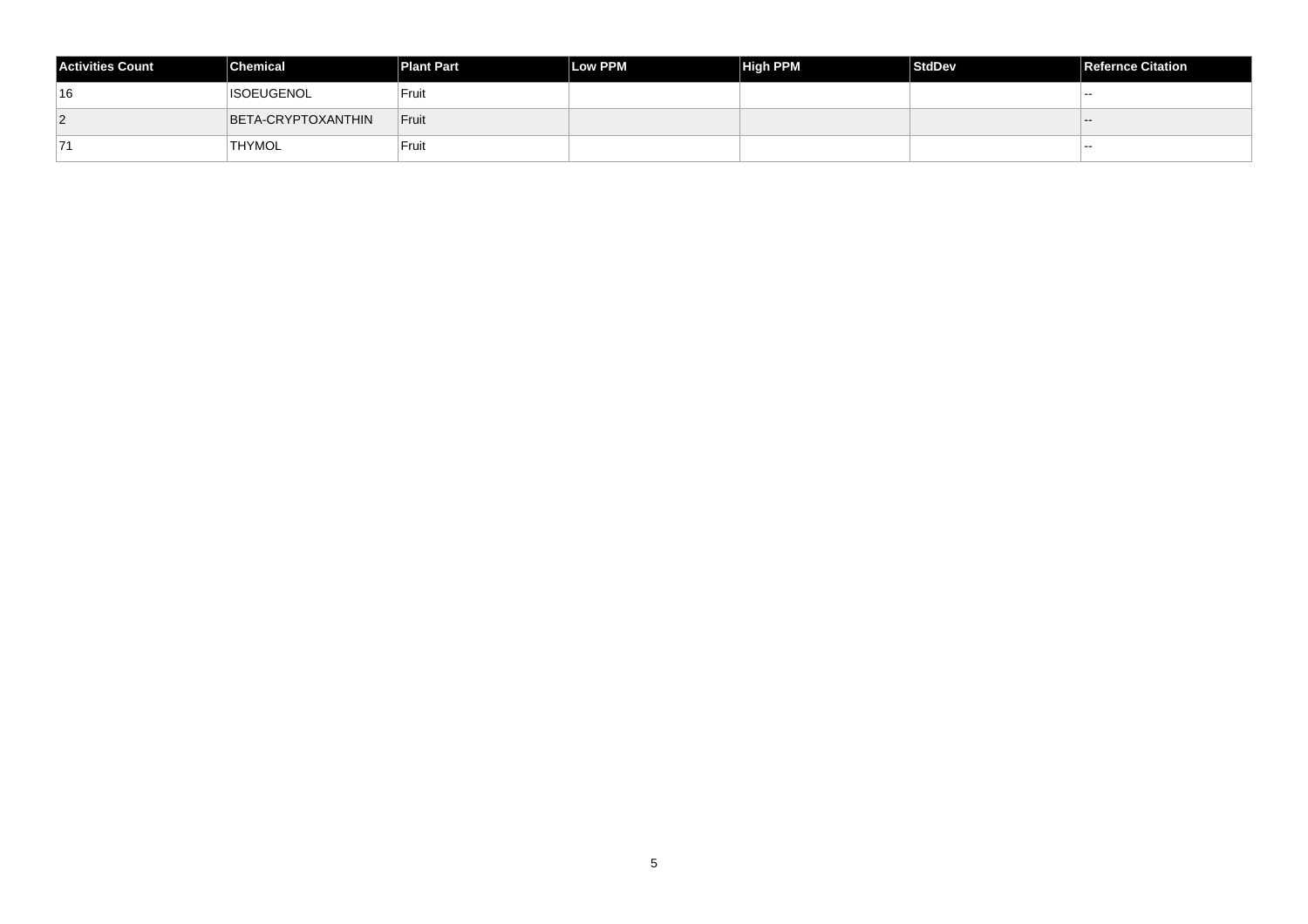| Activities Count | Chemical | Plant Part | Low PPM | High PPM | StdDev | Refernce Citation |
| --- | --- | --- | --- | --- | --- | --- |
| 16 | ISOEUGENOL | Fruit | | | | -- |
| 2 | BETA-CRYPTOXANTHIN | Fruit | | | | -- |
| 71 | THYMOL | Fruit | | | | -- |